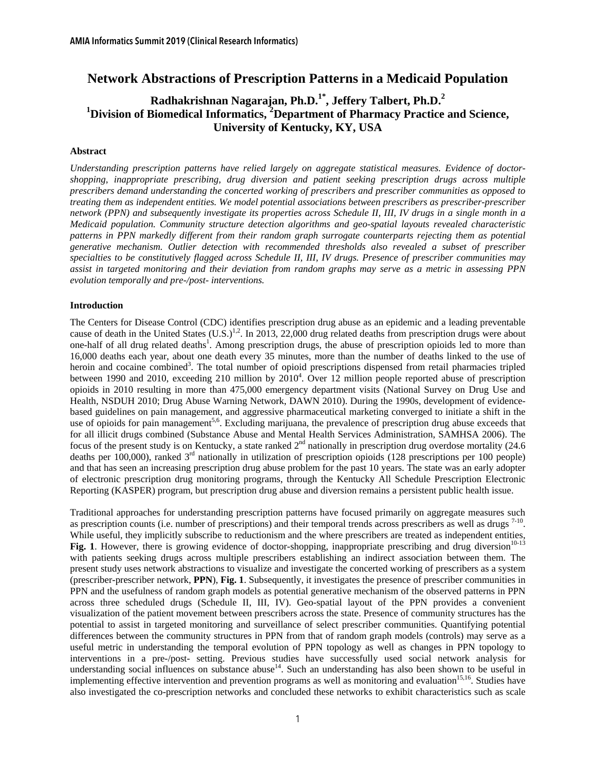# Network Abstractions of Prescription Patterns in a Medicaid Population

## Radhakrishnan Nagarajan, Ph.D.[1*], Jeffery Talbert, Ph.D.[2]
## [1]Division of Biomedical Informatics, [2]Department of Pharmacy Practice and Science, University of Kentucky, KY, USA

### Abstract

*Understanding prescription patterns have relied largely on aggregate statistical measures. Evidence of doctor-shopping, inappropriate prescribing, drug diversion and patient seeking prescription drugs across multiple prescribers demand understanding the concerted working of prescribers and prescriber communities as opposed to treating them as independent entities. We model potential associations between prescribers as prescriber-prescriber network (PPN) and subsequently investigate its properties across Schedule II, III, IV drugs in a single month in a Medicaid population. Community structure detection algorithms and geo-spatial layouts revealed characteristic patterns in PPN markedly different from their random graph surrogate counterparts rejecting them as potential generative mechanism. Outlier detection with recommended thresholds also revealed a subset of prescriber specialties to be constitutively flagged across Schedule II, III, IV drugs. Presence of prescriber communities may assist in targeted monitoring and their deviation from random graphs may serve as a metric in assessing PPN evolution temporally and pre-/post- interventions.*

### Introduction

The Centers for Disease Control (CDC) identifies prescription drug abuse as an epidemic and a leading preventable cause of death in the United States (U.S.)[1,2]. In 2013, 22,000 drug related deaths from prescription drugs were about one-half of all drug related deaths[1]. Among prescription drugs, the abuse of prescription opioids led to more than 16,000 deaths each year, about one death every 35 minutes, more than the number of deaths linked to the use of heroin and cocaine combined[3]. The total number of opioid prescriptions dispensed from retail pharmacies tripled between 1990 and 2010, exceeding 210 million by 2010[4]. Over 12 million people reported abuse of prescription opioids in 2010 resulting in more than 475,000 emergency department visits (National Survey on Drug Use and Health, NSDUH 2010; Drug Abuse Warning Network, DAWN 2010). During the 1990s, development of evidence-based guidelines on pain management, and aggressive pharmaceutical marketing converged to initiate a shift in the use of opioids for pain management[5,6]. Excluding marijuana, the prevalence of prescription drug abuse exceeds that for all illicit drugs combined (Substance Abuse and Mental Health Services Administration, SAMHSA 2006). The focus of the present study is on Kentucky, a state ranked 2nd nationally in prescription drug overdose mortality (24.6 deaths per 100,000), ranked 3rd nationally in utilization of prescription opioids (128 prescriptions per 100 people) and that has seen an increasing prescription drug abuse problem for the past 10 years. The state was an early adopter of electronic prescription drug monitoring programs, through the Kentucky All Schedule Prescription Electronic Reporting (KASPER) program, but prescription drug abuse and diversion remains a persistent public health issue.

Traditional approaches for understanding prescription patterns have focused primarily on aggregate measures such as prescription counts (i.e. number of prescriptions) and their temporal trends across prescribers as well as drugs [7-10]. While useful, they implicitly subscribe to reductionism and the where prescribers are treated as independent entities, **Fig. 1**. However, there is growing evidence of doctor-shopping, inappropriate prescribing and drug diversion[10-13] with patients seeking drugs across multiple prescribers establishing an indirect association between them. The present study uses network abstractions to visualize and investigate the concerted working of prescribers as a system (prescriber-prescriber network, **PPN**), **Fig. 1**. Subsequently, it investigates the presence of prescriber communities in PPN and the usefulness of random graph models as potential generative mechanism of the observed patterns in PPN across three scheduled drugs (Schedule II, III, IV). Geo-spatial layout of the PPN provides a convenient visualization of the patient movement between prescribers across the state. Presence of community structures has the potential to assist in targeted monitoring and surveillance of select prescriber communities. Quantifying potential differences between the community structures in PPN from that of random graph models (controls) may serve as a useful metric in understanding the temporal evolution of PPN topology as well as changes in PPN topology to interventions in a pre-/post- setting. Previous studies have successfully used social network analysis for understanding social influences on substance abuse[14]. Such an understanding has also been shown to be useful in implementing effective intervention and prevention programs as well as monitoring and evaluation[15,16]. Studies have also investigated the co-prescription networks and concluded these networks to exhibit characteristics such as scale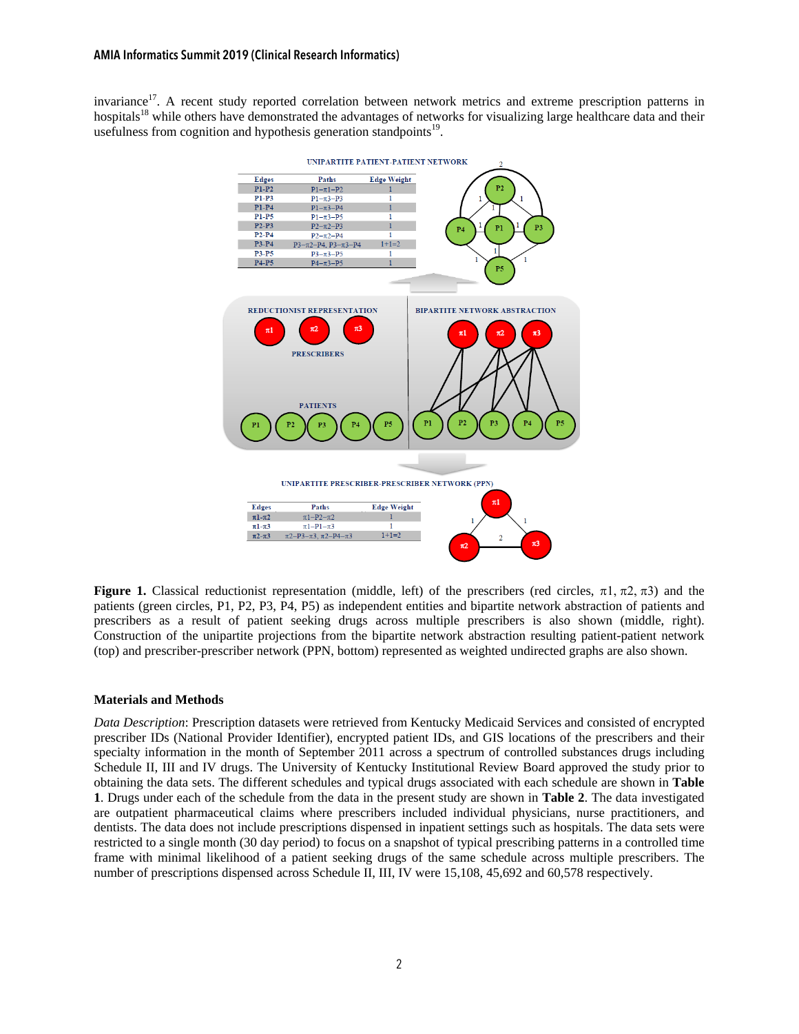invariance[17]. A recent study reported correlation between network metrics and extreme prescription patterns in hospitals[18] while others have demonstrated the advantages of networks for visualizing large healthcare data and their usefulness from cognition and hypothesis generation standpoints[19].

UNIPARTITE PATIENT-PATIENT NETWORK

| Edges | Paths | Edge Weight |
|---|---|---|
| P1-P2 | P1–π1–P2 | 1 |
| P1-P3 | P1–π3–P3 | 1 |
| P1-P4 | P1–π3–P4 | 1 |
| P1-P5 | P1–π3–P5 | 1 |
| P2-P3 | P2–π2–P3 | 1 |
| P2-P4 | P2–π2–P4 | 1 |
| P3-P4 | P3–π2–P4, P3–π3–P4 | 1+1=2 |
| P3-P5 | P3–π3–P5 | 1 |
| P4-P5 | P4–π3–P5 | 1 |

UNIPARTITE PRESCRIBER-PRESCRIBER NETWORK (PPN)

| Edges | Paths | Edge Weight |
|---|---|---|
| π1-π2 | π1–P2–π2 | 1 |
| π1-π3 | π1–P1–π3 | 1 |
| π2-π3 | π2–P3–π3, π2–P4–π3 | 1+1=2 |

**Figure 1.** Classical reductionist representation (middle, left) of the prescribers (red circles, π1, π2, π3) and the patients (green circles, P1, P2, P3, P4, P5) as independent entities and bipartite network abstraction of patients and prescribers as a result of patient seeking drugs across multiple prescribers is also shown (middle, right). Construction of the unipartite projections from the bipartite network abstraction resulting patient-patient network (top) and prescriber-prescriber network (PPN, bottom) represented as weighted undirected graphs are also shown.

## Materials and Methods

*Data Description*: Prescription datasets were retrieved from Kentucky Medicaid Services and consisted of encrypted prescriber IDs (National Provider Identifier), encrypted patient IDs, and GIS locations of the prescribers and their specialty information in the month of September 2011 across a spectrum of controlled substances drugs including Schedule II, III and IV drugs. The University of Kentucky Institutional Review Board approved the study prior to obtaining the data sets. The different schedules and typical drugs associated with each schedule are shown in **Table 1**. Drugs under each of the schedule from the data in the present study are shown in **Table 2**. The data investigated are outpatient pharmaceutical claims where prescribers included individual physicians, nurse practitioners, and dentists. The data does not include prescriptions dispensed in inpatient settings such as hospitals. The data sets were restricted to a single month (30 day period) to focus on a snapshot of typical prescribing patterns in a controlled time frame with minimal likelihood of a patient seeking drugs of the same schedule across multiple prescribers. The number of prescriptions dispensed across Schedule II, III, IV were 15,108, 45,692 and 60,578 respectively.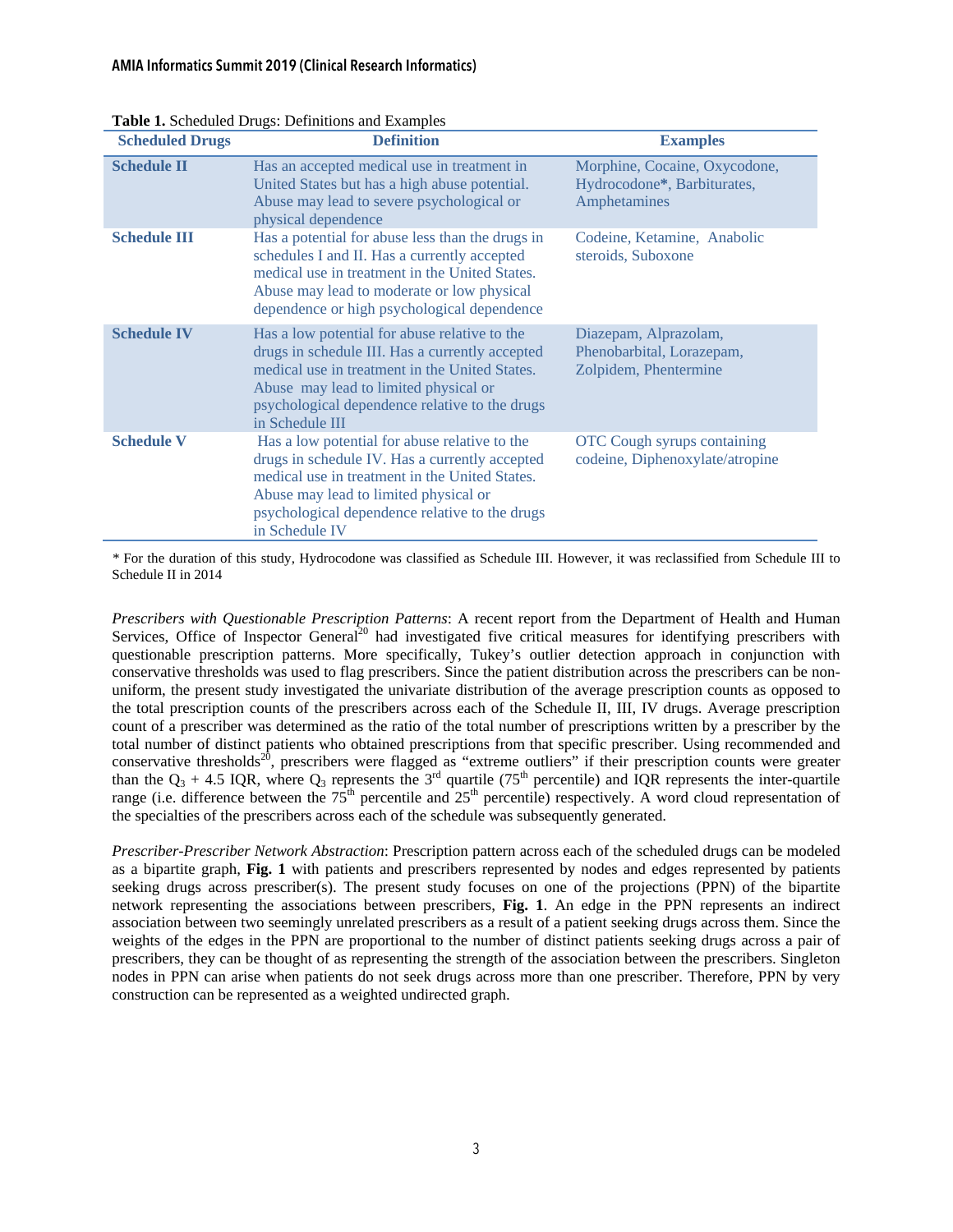**Table 1.** Scheduled Drugs: Definitions and Examples

| Scheduled Drugs | Definition | Examples |
|---|---|---|
| **Schedule II** | Has an accepted medical use in treatment in United States but has a high abuse potential. Abuse may lead to severe psychological or physical dependence | Morphine, Cocaine, Oxycodone, Hydrocodone**\***, Barbiturates, Amphetamines |
| **Schedule III** | Has a potential for abuse less than the drugs in schedules I and II. Has a currently accepted medical use in treatment in the United States. Abuse may lead to moderate or low physical dependence or high psychological dependence | Codeine, Ketamine, Anabolic steroids, Suboxone |
| **Schedule IV** | Has a low potential for abuse relative to the drugs in schedule III. Has a currently accepted medical use in treatment in the United States. Abuse may lead to limited physical or psychological dependence relative to the drugs in Schedule III | Diazepam, Alprazolam, Phenobarbital, Lorazepam, Zolpidem, Phentermine |
| **Schedule V** | Has a low potential for abuse relative to the drugs in schedule IV. Has a currently accepted medical use in treatment in the United States. Abuse may lead to limited physical or psychological dependence relative to the drugs in Schedule IV | OTC Cough syrups containing codeine, Diphenoxylate/atropine |

\* For the duration of this study, Hydrocodone was classified as Schedule III. However, it was reclassified from Schedule III to Schedule II in 2014

*Prescribers with Questionable Prescription Patterns*: A recent report from the Department of Health and Human Services, Office of Inspector General[20] had investigated five critical measures for identifying prescribers with questionable prescription patterns. More specifically, Tukey's outlier detection approach in conjunction with conservative thresholds was used to flag prescribers. Since the patient distribution across the prescribers can be non-uniform, the present study investigated the univariate distribution of the average prescription counts as opposed to the total prescription counts of the prescribers across each of the Schedule II, III, IV drugs. Average prescription count of a prescriber was determined as the ratio of the total number of prescriptions written by a prescriber by the total number of distinct patients who obtained prescriptions from that specific prescriber. Using recommended and conservative thresholds[20], prescribers were flagged as "extreme outliers" if their prescription counts were greater than the $Q_3$ + 4.5 IQR, where $Q_3$ represents the 3rd quartile (75th percentile) and IQR represents the inter-quartile range (i.e. difference between the 75th percentile and 25th percentile) respectively. A word cloud representation of the specialties of the prescribers across each of the schedule was subsequently generated.

*Prescriber-Prescriber Network Abstraction*: Prescription pattern across each of the scheduled drugs can be modeled as a bipartite graph, **Fig. 1** with patients and prescribers represented by nodes and edges represented by patients seeking drugs across prescriber(s). The present study focuses on one of the projections (PPN) of the bipartite network representing the associations between prescribers, **Fig. 1**. An edge in the PPN represents an indirect association between two seemingly unrelated prescribers as a result of a patient seeking drugs across them. Since the weights of the edges in the PPN are proportional to the number of distinct patients seeking drugs across a pair of prescribers, they can be thought of as representing the strength of the association between the prescribers. Singleton nodes in PPN can arise when patients do not seek drugs across more than one prescriber. Therefore, PPN by very construction can be represented as a weighted undirected graph.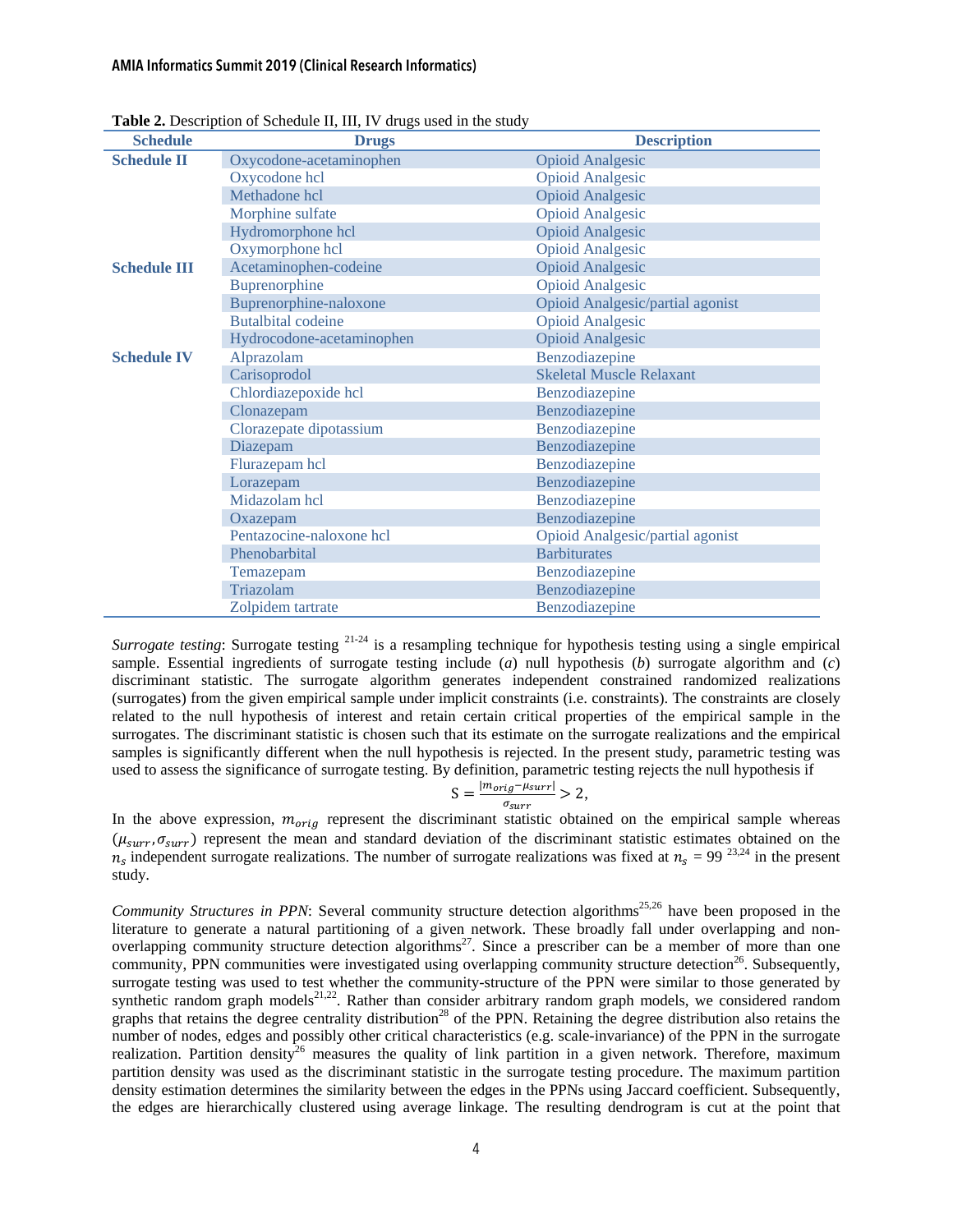**Table 2.** Description of Schedule II, III, IV drugs used in the study

| Schedule | Drugs | Description |
|---|---|---|
| **Schedule II** | Oxycodone-acetaminophen | Opioid Analgesic |
| | Oxycodone hcl | Opioid Analgesic |
| | Methadone hcl | Opioid Analgesic |
| | Morphine sulfate | Opioid Analgesic |
| | Hydromorphone hcl | Opioid Analgesic |
| | Oxymorphone hcl | Opioid Analgesic |
| **Schedule III** | Acetaminophen-codeine | Opioid Analgesic |
| | Buprenorphine | Opioid Analgesic |
| | Buprenorphine-naloxone | Opioid Analgesic/partial agonist |
| | Butalbital codeine | Opioid Analgesic |
| | Hydrocodone-acetaminophen | Opioid Analgesic |
| **Schedule IV** | Alprazolam | Benzodiazepine |
| | Carisoprodol | Skeletal Muscle Relaxant |
| | Chlordiazepoxide hcl | Benzodiazepine |
| | Clonazepam | Benzodiazepine |
| | Clorazepate dipotassium | Benzodiazepine |
| | Diazepam | Benzodiazepine |
| | Flurazepam hcl | Benzodiazepine |
| | Lorazepam | Benzodiazepine |
| | Midazolam hcl | Benzodiazepine |
| | Oxazepam | Benzodiazepine |
| | Pentazocine-naloxone hcl | Opioid Analgesic/partial agonist |
| | Phenobarbital | Barbiturates |
| | Temazepam | Benzodiazepine |
| | Triazolam | Benzodiazepine |
| | Zolpidem tartrate | Benzodiazepine |

*Surrogate testing*: Surrogate testing [21-24] is a resampling technique for hypothesis testing using a single empirical sample. Essential ingredients of surrogate testing include (*a*) null hypothesis (*b*) surrogate algorithm and (*c*) discriminant statistic. The surrogate algorithm generates independent constrained randomized realizations (surrogates) from the given empirical sample under implicit constraints (i.e. constraints). The constraints are closely related to the null hypothesis of interest and retain certain critical properties of the empirical sample in the surrogates. The discriminant statistic is chosen such that its estimate on the surrogate realizations and the empirical samples is significantly different when the null hypothesis is rejected. In the present study, parametric testing was used to assess the significance of surrogate testing. By definition, parametric testing rejects the null hypothesis if

$$S = \frac{|m_{orig} - \mu_{surr}|}{\sigma_{surr}} > 2,$$

In the above expression, $m_{orig}$ represent the discriminant statistic obtained on the empirical sample whereas $(\mu_{surr}, \sigma_{surr})$ represent the mean and standard deviation of the discriminant statistic estimates obtained on the $n_s$ independent surrogate realizations. The number of surrogate realizations was fixed at $n_s$ = 99 [23,24] in the present study.

*Community Structures in PPN*: Several community structure detection algorithms[25,26] have been proposed in the literature to generate a natural partitioning of a given network. These broadly fall under overlapping and non-overlapping community structure detection algorithms[27]. Since a prescriber can be a member of more than one community, PPN communities were investigated using overlapping community structure detection[26]. Subsequently, surrogate testing was used to test whether the community-structure of the PPN were similar to those generated by synthetic random graph models[21,22]. Rather than consider arbitrary random graph models, we considered random graphs that retains the degree centrality distribution[28] of the PPN. Retaining the degree distribution also retains the number of nodes, edges and possibly other critical characteristics (e.g. scale-invariance) of the PPN in the surrogate realization. Partition density[26] measures the quality of link partition in a given network. Therefore, maximum partition density was used as the discriminant statistic in the surrogate testing procedure. The maximum partition density estimation determines the similarity between the edges in the PPNs using Jaccard coefficient. Subsequently, the edges are hierarchically clustered using average linkage. The resulting dendrogram is cut at the point that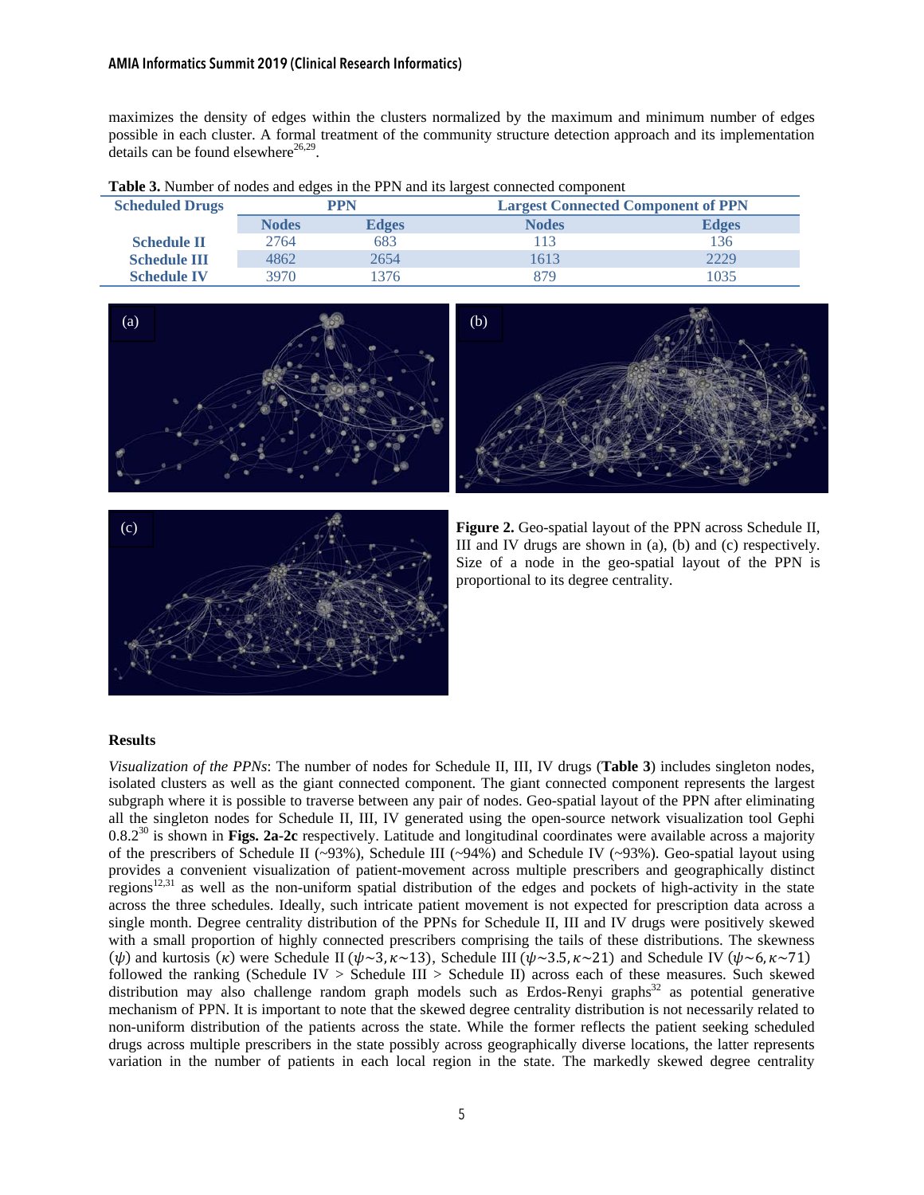maximizes the density of edges within the clusters normalized by the maximum and minimum number of edges possible in each cluster. A formal treatment of the community structure detection approach and its implementation details can be found elsewhere[26,29].

**Table 3.** Number of nodes and edges in the PPN and its largest connected component

| Scheduled Drugs | PPN | | Largest Connected Component of PPN | |
|---|---|---|---|---|
| | **Nodes** | **Edges** | **Nodes** | **Edges** |
| **Schedule II** | 2764 | 683 | 113 | 136 |
| **Schedule III** | 4862 | 2654 | 1613 | 2229 |
| **Schedule IV** | 3970 | 1376 | 879 | 1035 |

**Figure 2.** Geo-spatial layout of the PPN across Schedule II, III and IV drugs are shown in (a), (b) and (c) respectively. Size of a node in the geo-spatial layout of the PPN is proportional to its degree centrality.

### Results

*Visualization of the PPNs*: The number of nodes for Schedule II, III, IV drugs (**Table 3**) includes singleton nodes, isolated clusters as well as the giant connected component. The giant connected component represents the largest subgraph where it is possible to traverse between any pair of nodes. Geo-spatial layout of the PPN after eliminating all the singleton nodes for Schedule II, III, IV generated using the open-source network visualization tool Gephi 0.8.2[30] is shown in **Figs. 2a-2c** respectively. Latitude and longitudinal coordinates were available across a majority of the prescribers of Schedule II (~93%), Schedule III (~94%) and Schedule IV (~93%). Geo-spatial layout using provides a convenient visualization of patient-movement across multiple prescribers and geographically distinct regions[12,31] as well as the non-uniform spatial distribution of the edges and pockets of high-activity in the state across the three schedules. Ideally, such intricate patient movement is not expected for prescription data across a single month. Degree centrality distribution of the PPNs for Schedule II, III and IV drugs were positively skewed with a small proportion of highly connected prescribers comprising the tails of these distributions. The skewness ($\psi$) and kurtosis ($\kappa$) were Schedule II ($\psi \sim 3, \kappa \sim 13$), Schedule III ($\psi \sim 3.5, \kappa \sim 21$) and Schedule IV ($\psi \sim 6, \kappa \sim 71$) followed the ranking (Schedule IV > Schedule III > Schedule II) across each of these measures. Such skewed distribution may also challenge random graph models such as Erdos-Renyi graphs[32] as potential generative mechanism of PPN. It is important to note that the skewed degree centrality distribution is not necessarily related to non-uniform distribution of the patients across the state. While the former reflects the patient seeking scheduled drugs across multiple prescribers in the state possibly across geographically diverse locations, the latter represents variation in the number of patients in each local region in the state. The markedly skewed degree centrality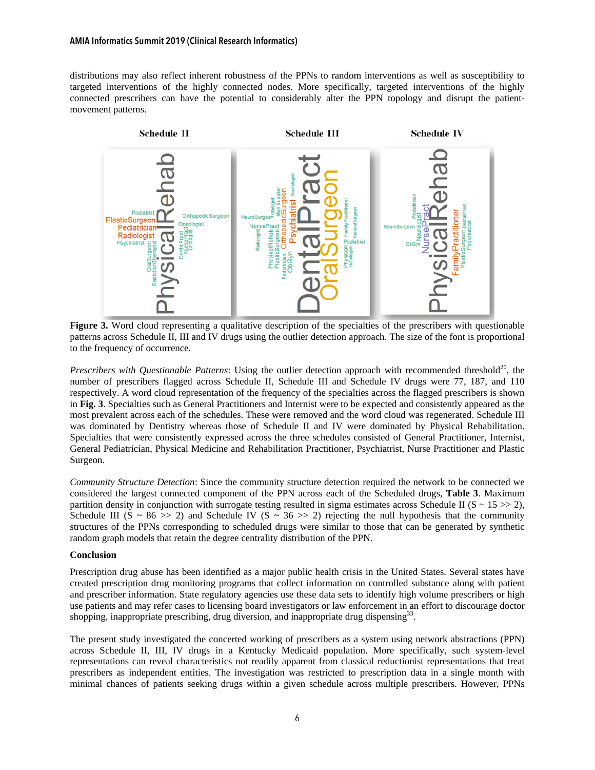distributions may also reflect inherent robustness of the PPNs to random interventions as well as susceptibility to targeted interventions of the highly connected nodes. More specifically, targeted interventions of the highly connected prescribers can have the potential to considerably alter the PPN topology and disrupt the patient-movement patterns.

**Figure 3.** Word cloud representing a qualitative description of the specialties of the prescribers with questionable patterns across Schedule II, III and IV drugs using the outlier detection approach. The size of the font is proportional to the frequency of occurrence.

*Prescribers with Questionable Patterns*: Using the outlier detection approach with recommended threshold[20], the number of prescribers flagged across Schedule II, Schedule III and Schedule IV drugs were 77, 187, and 110 respectively. A word cloud representation of the frequency of the specialties across the flagged prescribers is shown in **Fig. 3**. Specialties such as General Practitioners and Internist were to be expected and consistently appeared as the most prevalent across each of the schedules. These were removed and the word cloud was regenerated. Schedule III was dominated by Dentistry whereas those of Schedule II and IV were dominated by Physical Rehabilitation. Specialties that were consistently expressed across the three schedules consisted of General Practitioner, Internist, General Pediatrician, Physical Medicine and Rehabilitation Practitioner, Psychiatrist, Nurse Practitioner and Plastic Surgeon.

*Community Structure Detection*: Since the community structure detection required the network to be connected we considered the largest connected component of the PPN across each of the Scheduled drugs, **Table 3**. Maximum partition density in conjunction with surrogate testing resulted in sigma estimates across Schedule II ($S \sim 15 \gg 2$), Schedule III ($S \sim 86 \gg 2$) and Schedule IV ($S \sim 36 \gg 2$) rejecting the null hypothesis that the community structures of the PPNs corresponding to scheduled drugs were similar to those that can be generated by synthetic random graph models that retain the degree centrality distribution of the PPN.

## Conclusion

Prescription drug abuse has been identified as a major public health crisis in the United States. Several states have created prescription drug monitoring programs that collect information on controlled substance along with patient and prescriber information. State regulatory agencies use these data sets to identify high volume prescribers or high use patients and may refer cases to licensing board investigators or law enforcement in an effort to discourage doctor shopping, inappropriate prescribing, drug diversion, and inappropriate drug dispensing[33].

The present study investigated the concerted working of prescribers as a system using network abstractions (PPN) across Schedule II, III, IV drugs in a Kentucky Medicaid population. More specifically, such system-level representations can reveal characteristics not readily apparent from classical reductionist representations that treat prescribers as independent entities. The investigation was restricted to prescription data in a single month with minimal chances of patients seeking drugs within a given schedule across multiple prescribers. However, PPNs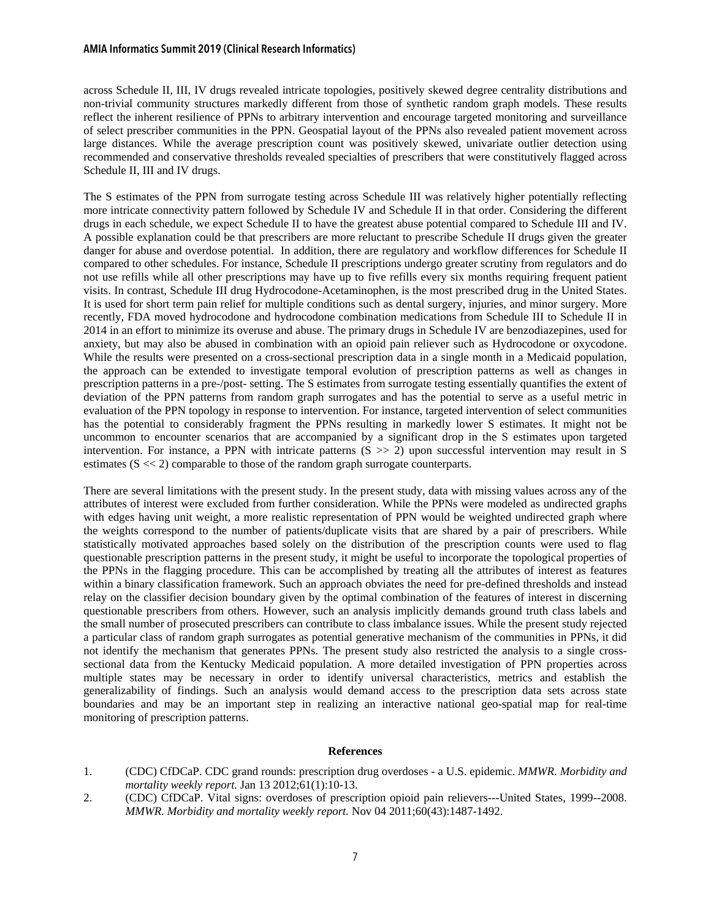across Schedule II, III, IV drugs revealed intricate topologies, positively skewed degree centrality distributions and non-trivial community structures markedly different from those of synthetic random graph models. These results reflect the inherent resilience of PPNs to arbitrary intervention and encourage targeted monitoring and surveillance of select prescriber communities in the PPN. Geospatial layout of the PPNs also revealed patient movement across large distances. While the average prescription count was positively skewed, univariate outlier detection using recommended and conservative thresholds revealed specialties of prescribers that were constitutively flagged across Schedule II, III and IV drugs.

The S estimates of the PPN from surrogate testing across Schedule III was relatively higher potentially reflecting more intricate connectivity pattern followed by Schedule IV and Schedule II in that order. Considering the different drugs in each schedule, we expect Schedule II to have the greatest abuse potential compared to Schedule III and IV. A possible explanation could be that prescribers are more reluctant to prescribe Schedule II drugs given the greater danger for abuse and overdose potential. In addition, there are regulatory and workflow differences for Schedule II compared to other schedules. For instance, Schedule II prescriptions undergo greater scrutiny from regulators and do not use refills while all other prescriptions may have up to five refills every six months requiring frequent patient visits. In contrast, Schedule III drug Hydrocodone-Acetaminophen, is the most prescribed drug in the United States. It is used for short term pain relief for multiple conditions such as dental surgery, injuries, and minor surgery. More recently, FDA moved hydrocodone and hydrocodone combination medications from Schedule III to Schedule II in 2014 in an effort to minimize its overuse and abuse. The primary drugs in Schedule IV are benzodiazepines, used for anxiety, but may also be abused in combination with an opioid pain reliever such as Hydrocodone or oxycodone. While the results were presented on a cross-sectional prescription data in a single month in a Medicaid population, the approach can be extended to investigate temporal evolution of prescription patterns as well as changes in prescription patterns in a pre-/post- setting. The S estimates from surrogate testing essentially quantifies the extent of deviation of the PPN patterns from random graph surrogates and has the potential to serve as a useful metric in evaluation of the PPN topology in response to intervention. For instance, targeted intervention of select communities has the potential to considerably fragment the PPNs resulting in markedly lower S estimates. It might not be uncommon to encounter scenarios that are accompanied by a significant drop in the S estimates upon targeted intervention. For instance, a PPN with intricate patterns ($S >> 2$) upon successful intervention may result in S estimates ($S << 2$) comparable to those of the random graph surrogate counterparts.

There are several limitations with the present study. In the present study, data with missing values across any of the attributes of interest were excluded from further consideration. While the PPNs were modeled as undirected graphs with edges having unit weight, a more realistic representation of PPN would be weighted undirected graph where the weights correspond to the number of patients/duplicate visits that are shared by a pair of prescribers. While statistically motivated approaches based solely on the distribution of the prescription counts were used to flag questionable prescription patterns in the present study, it might be useful to incorporate the topological properties of the PPNs in the flagging procedure. This can be accomplished by treating all the attributes of interest as features within a binary classification framework. Such an approach obviates the need for pre-defined thresholds and instead relay on the classifier decision boundary given by the optimal combination of the features of interest in discerning questionable prescribers from others. However, such an analysis implicitly demands ground truth class labels and the small number of prosecuted prescribers can contribute to class imbalance issues. While the present study rejected a particular class of random graph surrogates as potential generative mechanism of the communities in PPNs, it did not identify the mechanism that generates PPNs. The present study also restricted the analysis to a single cross-sectional data from the Kentucky Medicaid population. A more detailed investigation of PPN properties across multiple states may be necessary in order to identify universal characteristics, metrics and establish the generalizability of findings. Such an analysis would demand access to the prescription data sets across state boundaries and may be an important step in realizing an interactive national geo-spatial map for real-time monitoring of prescription patterns.

## References

1. (CDC) CfDCaP. CDC grand rounds: prescription drug overdoses - a U.S. epidemic. *MMWR. Morbidity and mortality weekly report.* Jan 13 2012;61(1):10-13.
2. (CDC) CfDCaP. Vital signs: overdoses of prescription opioid pain relievers---United States, 1999--2008. *MMWR. Morbidity and mortality weekly report.* Nov 04 2011;60(43):1487-1492.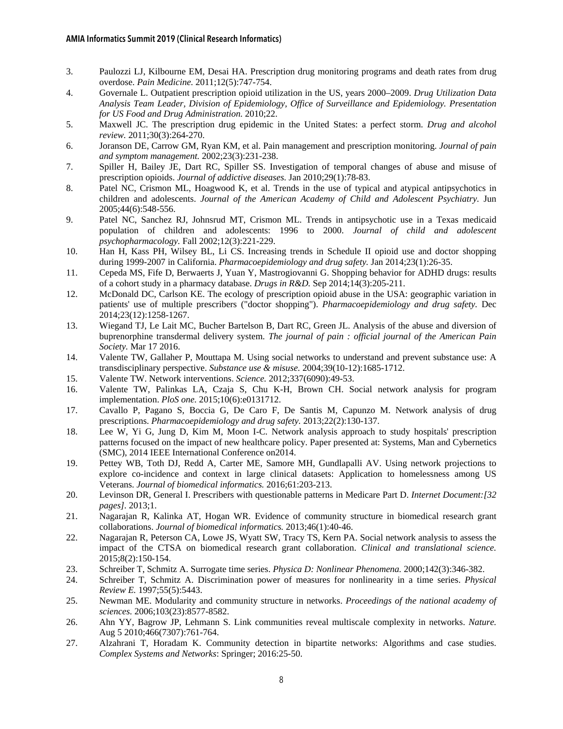3. Paulozzi LJ, Kilbourne EM, Desai HA. Prescription drug monitoring programs and death rates from drug overdose. *Pain Medicine.* 2011;12(5):747-754.
4. Governale L. Outpatient prescription opioid utilization in the US, years 2000–2009. *Drug Utilization Data Analysis Team Leader, Division of Epidemiology, Office of Surveillance and Epidemiology. Presentation for US Food and Drug Administration.* 2010;22.
5. Maxwell JC. The prescription drug epidemic in the United States: a perfect storm. *Drug and alcohol review.* 2011;30(3):264-270.
6. Joranson DE, Carrow GM, Ryan KM, et al. Pain management and prescription monitoring. *Journal of pain and symptom management.* 2002;23(3):231-238.
7. Spiller H, Bailey JE, Dart RC, Spiller SS. Investigation of temporal changes of abuse and misuse of prescription opioids. *Journal of addictive diseases.* Jan 2010;29(1):78-83.
8. Patel NC, Crismon ML, Hoagwood K, et al. Trends in the use of typical and atypical antipsychotics in children and adolescents. *Journal of the American Academy of Child and Adolescent Psychiatry.* Jun 2005;44(6):548-556.
9. Patel NC, Sanchez RJ, Johnsrud MT, Crismon ML. Trends in antipsychotic use in a Texas medicaid population of children and adolescents: 1996 to 2000. *Journal of child and adolescent psychopharmacology.* Fall 2002;12(3):221-229.
10. Han H, Kass PH, Wilsey BL, Li CS. Increasing trends in Schedule II opioid use and doctor shopping during 1999-2007 in California. *Pharmacoepidemiology and drug safety.* Jan 2014;23(1):26-35.
11. Cepeda MS, Fife D, Berwaerts J, Yuan Y, Mastrogiovanni G. Shopping behavior for ADHD drugs: results of a cohort study in a pharmacy database. *Drugs in R&D.* Sep 2014;14(3):205-211.
12. McDonald DC, Carlson KE. The ecology of prescription opioid abuse in the USA: geographic variation in patients' use of multiple prescribers ("doctor shopping"). *Pharmacoepidemiology and drug safety.* Dec 2014;23(12):1258-1267.
13. Wiegand TJ, Le Lait MC, Bucher Bartelson B, Dart RC, Green JL. Analysis of the abuse and diversion of buprenorphine transdermal delivery system. *The journal of pain : official journal of the American Pain Society.* Mar 17 2016.
14. Valente TW, Gallaher P, Mouttapa M. Using social networks to understand and prevent substance use: A transdisciplinary perspective. *Substance use & misuse.* 2004;39(10-12):1685-1712.
15. Valente TW. Network interventions. *Science.* 2012;337(6090):49-53.
16. Valente TW, Palinkas LA, Czaja S, Chu K-H, Brown CH. Social network analysis for program implementation. *PloS one.* 2015;10(6):e0131712.
17. Cavallo P, Pagano S, Boccia G, De Caro F, De Santis M, Capunzo M. Network analysis of drug prescriptions. *Pharmacoepidemiology and drug safety.* 2013;22(2):130-137.
18. Lee W, Yi G, Jung D, Kim M, Moon I-C. Network analysis approach to study hospitals' prescription patterns focused on the impact of new healthcare policy. Paper presented at: Systems, Man and Cybernetics (SMC), 2014 IEEE International Conference on2014.
19. Pettey WB, Toth DJ, Redd A, Carter ME, Samore MH, Gundlapalli AV. Using network projections to explore co-incidence and context in large clinical datasets: Application to homelessness among US Veterans. *Journal of biomedical informatics.* 2016;61:203-213.
20. Levinson DR, General I. Prescribers with questionable patterns in Medicare Part D. *Internet Document:[32 pages].* 2013;1.
21. Nagarajan R, Kalinka AT, Hogan WR. Evidence of community structure in biomedical research grant collaborations. *Journal of biomedical informatics.* 2013;46(1):40-46.
22. Nagarajan R, Peterson CA, Lowe JS, Wyatt SW, Tracy TS, Kern PA. Social network analysis to assess the impact of the CTSA on biomedical research grant collaboration. *Clinical and translational science.* 2015;8(2):150-154.
23. Schreiber T, Schmitz A. Surrogate time series. *Physica D: Nonlinear Phenomena.* 2000;142(3):346-382.
24. Schreiber T, Schmitz A. Discrimination power of measures for nonlinearity in a time series. *Physical Review E.* 1997;55(5):5443.
25. Newman ME. Modularity and community structure in networks. *Proceedings of the national academy of sciences.* 2006;103(23):8577-8582.
26. Ahn YY, Bagrow JP, Lehmann S. Link communities reveal multiscale complexity in networks. *Nature.* Aug 5 2010;466(7307):761-764.
27. Alzahrani T, Horadam K. Community detection in bipartite networks: Algorithms and case studies. *Complex Systems and Networks*: Springer; 2016:25-50.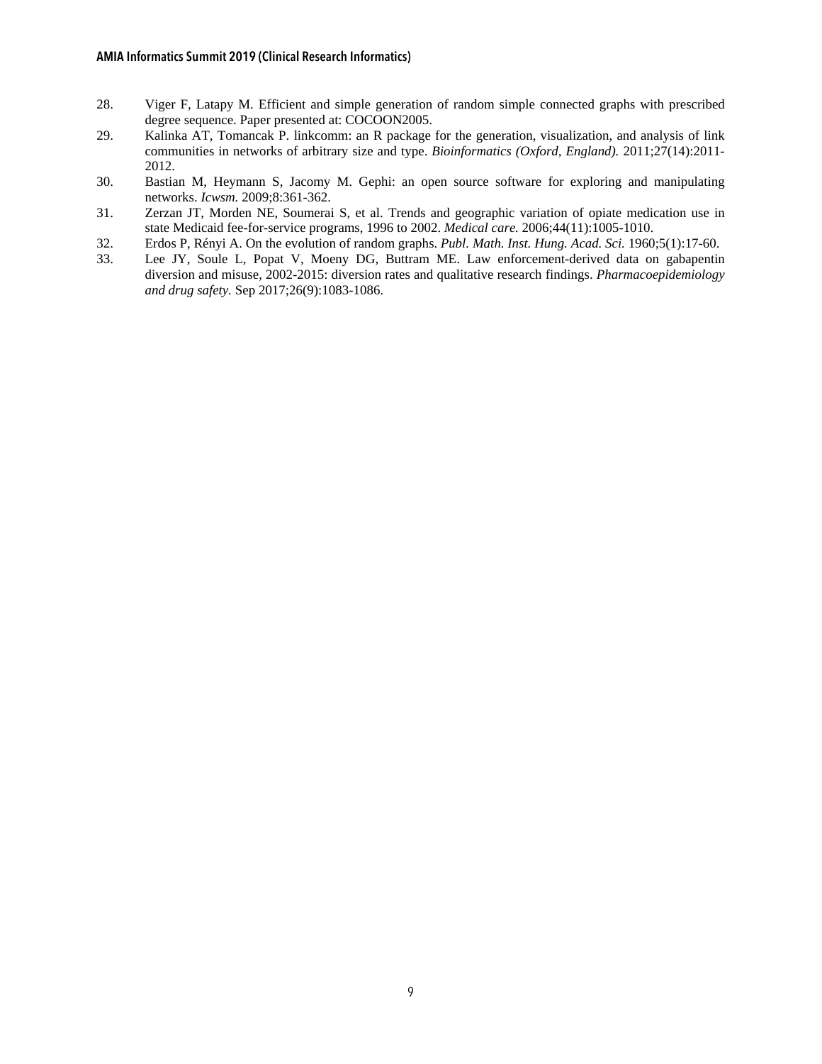28. Viger F, Latapy M. Efficient and simple generation of random simple connected graphs with prescribed degree sequence. Paper presented at: COCOON2005.
29. Kalinka AT, Tomancak P. linkcomm: an R package for the generation, visualization, and analysis of link communities in networks of arbitrary size and type. *Bioinformatics (Oxford, England).* 2011;27(14):2011-2012.
30. Bastian M, Heymann S, Jacomy M. Gephi: an open source software for exploring and manipulating networks. *Icwsm.* 2009;8:361-362.
31. Zerzan JT, Morden NE, Soumerai S, et al. Trends and geographic variation of opiate medication use in state Medicaid fee-for-service programs, 1996 to 2002. *Medical care.* 2006;44(11):1005-1010.
32. Erdos P, Rényi A. On the evolution of random graphs. *Publ. Math. Inst. Hung. Acad. Sci.* 1960;5(1):17-60.
33. Lee JY, Soule L, Popat V, Moeny DG, Buttram ME. Law enforcement-derived data on gabapentin diversion and misuse, 2002-2015: diversion rates and qualitative research findings. *Pharmacoepidemiology and drug safety.* Sep 2017;26(9):1083-1086.